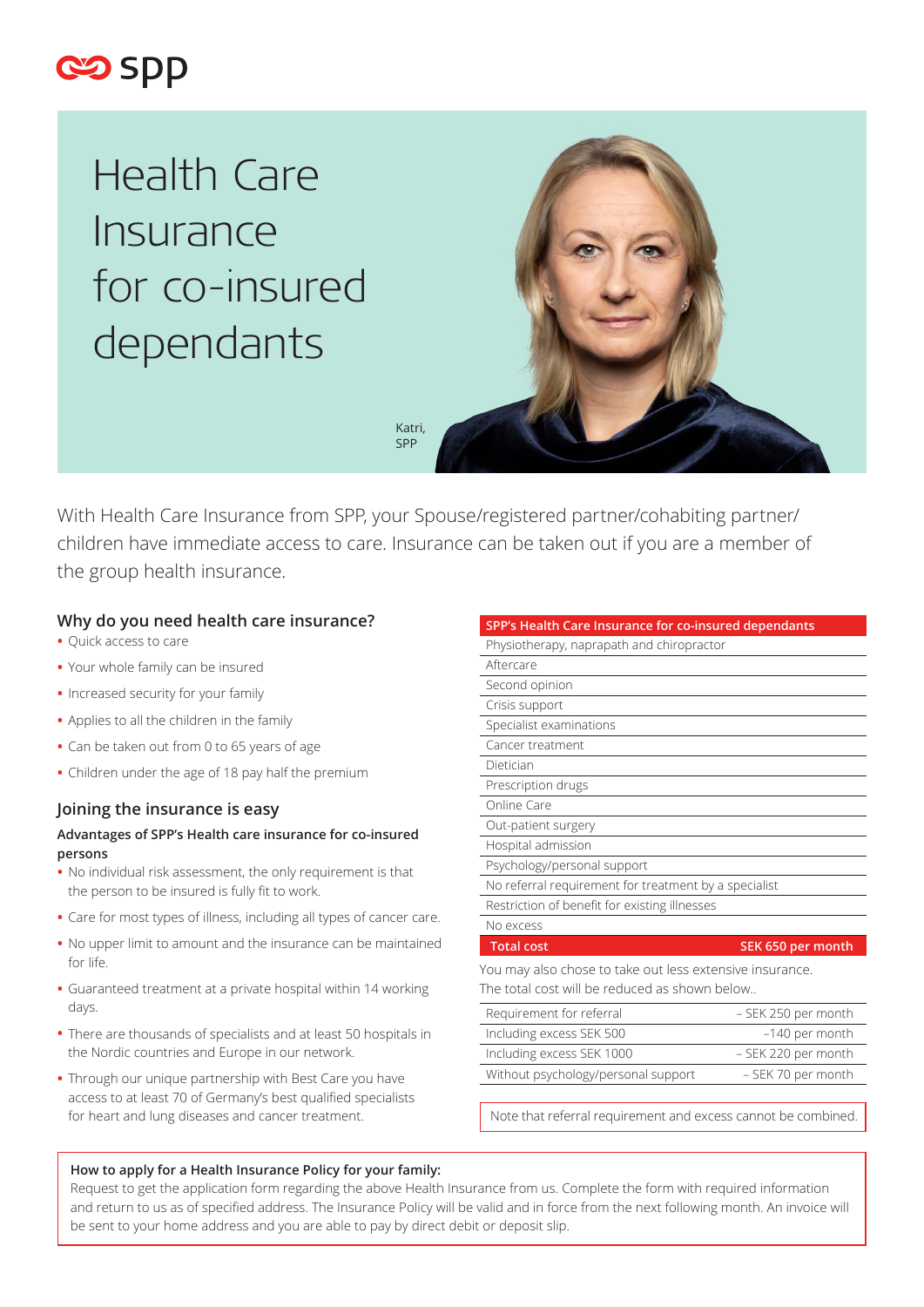spp

# Health Care Insurance for co-insured dependants

Katri,
SPP

With Health Care Insurance from SPP, your Spouse/registered partner/cohabiting partner/ children have immediate access to care. Insurance can be taken out if you are a member of the group health insurance.

## Why do you need health care insurance?

- Quick access to care
- Your whole family can be insured
- Increased security for your family
- Applies to all the children in the family
- Can be taken out from 0 to 65 years of age
- Children under the age of 18 pay half the premium

## Joining the insurance is easy

**Advantages of SPP's Health care insurance for co-insured persons**

- No individual risk assessment, the only requirement is that the person to be insured is fully fit to work.
- Care for most types of illness, including all types of cancer care.
- No upper limit to amount and the insurance can be maintained for life.
- Guaranteed treatment at a private hospital within 14 working days.
- There are thousands of specialists and at least 50 hospitals in the Nordic countries and Europe in our network.
- Through our unique partnership with Best Care you have access to at least 70 of Germany's best qualified specialists for heart and lung diseases and cancer treatment.

| SPP's Health Care Insurance for co-insured dependants | |
|---|---|
| Physiotherapy, naprapath and chiropractor | |
| Aftercare | |
| Second opinion | |
| Crisis support | |
| Specialist examinations | |
| Cancer treatment | |
| Dietician | |
| Prescription drugs | |
| Online Care | |
| Out-patient surgery | |
| Hospital admission | |
| Psychology/personal support | |
| No referral requirement for treatment by a specialist | |
| Restriction of benefit for existing illnesses | |
| No excess | |
| **Total cost** | **SEK 650 per month** |

You may also chose to take out less extensive insurance. The total cost will be reduced as shown below..

| | |
|---|---|
| Requirement for referral | – SEK 250 per month |
| Including excess SEK 500 | –140 per month |
| Including excess SEK 1000 | – SEK 220 per month |
| Without psychology/personal support | – SEK 70 per month |

Note that referral requirement and excess cannot be combined.

**How to apply for a Health Insurance Policy for your family:**
Request to get the application form regarding the above Health Insurance from us. Complete the form with required information and return to us as of specified address. The Insurance Policy will be valid and in force from the next following month. An invoice will be sent to your home address and you are able to pay by direct debit or deposit slip.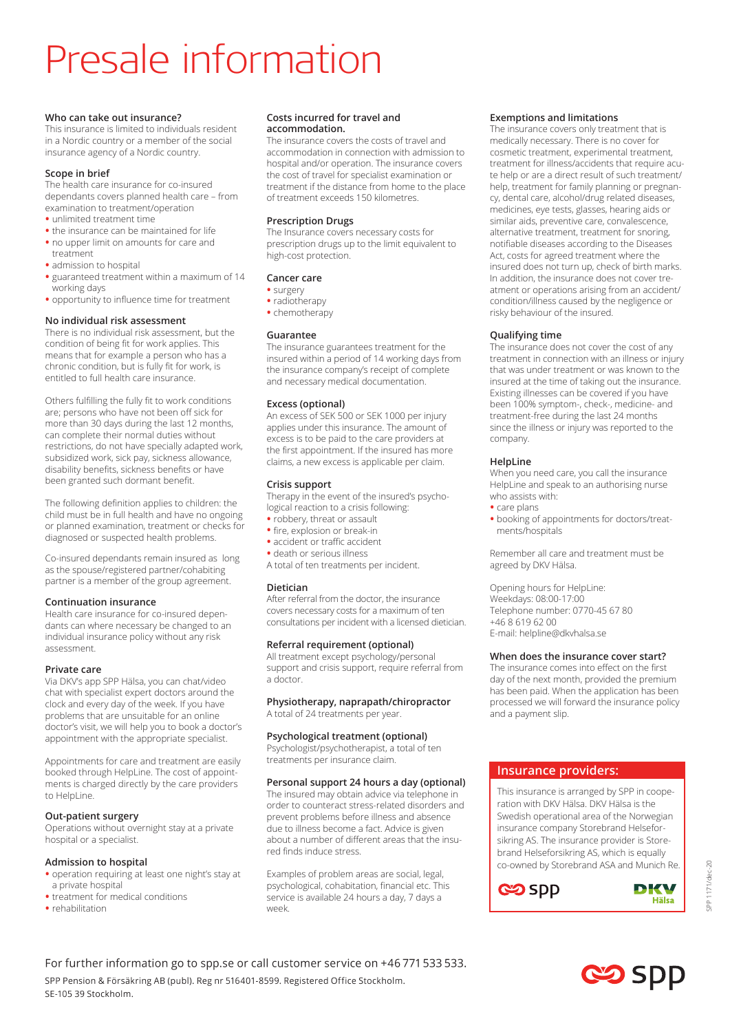# Presale information

### Who can take out insurance?

This insurance is limited to individuals resident in a Nordic country or a member of the social insurance agency of a Nordic country.

### Scope in brief

The health care insurance for co-insured dependants covers planned health care – from examination to treatment/operation

- unlimited treatment time
- the insurance can be maintained for life
- no upper limit on amounts for care and treatment
- admission to hospital
- guaranteed treatment within a maximum of 14 working days
- opportunity to influence time for treatment

### No individual risk assessment

There is no individual risk assessment, but the condition of being fit for work applies. This means that for example a person who has a chronic condition, but is fully fit for work, is entitled to full health care insurance.

Others fulfilling the fully fit to work conditions are; persons who have not been off sick for more than 30 days during the last 12 months, can complete their normal duties without restrictions, do not have specially adapted work, subsidized work, sick pay, sickness allowance, disability benefits, sickness benefits or have been granted such dormant benefit.

The following definition applies to children: the child must be in full health and have no ongoing or planned examination, treatment or checks for diagnosed or suspected health problems.

Co-insured dependants remain insured as long as the spouse/registered partner/cohabiting partner is a member of the group agreement.

### Continuation insurance

Health care insurance for co-insured dependants can where necessary be changed to an individual insurance policy without any risk assessment.

### Private care

Via DKV's app SPP Hälsa, you can chat/video chat with specialist expert doctors around the clock and every day of the week. If you have problems that are unsuitable for an online doctor's visit, we will help you to book a doctor's appointment with the appropriate specialist.

Appointments for care and treatment are easily booked through HelpLine. The cost of appointments is charged directly by the care providers to HelpLine.

### Out-patient surgery

Operations without overnight stay at a private hospital or a specialist.

### Admission to hospital

- operation requiring at least one night's stay at a private hospital
- treatment for medical conditions
- rehabilitation

### Costs incurred for travel and accommodation.

The insurance covers the costs of travel and accommodation in connection with admission to hospital and/or operation. The insurance covers the cost of travel for specialist examination or treatment if the distance from home to the place of treatment exceeds 150 kilometres.

### Prescription Drugs

The Insurance covers necessary costs for prescription drugs up to the limit equivalent to high-cost protection.

### Cancer care

- surgery
- radiotherapy
- chemotherapy

### Guarantee

The insurance guarantees treatment for the insured within a period of 14 working days from the insurance company's receipt of complete and necessary medical documentation.

### Excess (optional)

An excess of SEK 500 or SEK 1000 per injury applies under this insurance. The amount of excess is to be paid to the care providers at the first appointment. If the insured has more claims, a new excess is applicable per claim.

### Crisis support

Therapy in the event of the insured's psychological reaction to a crisis following:

- robbery, threat or assault
- fire, explosion or break-in
- accident or traffic accident
- death or serious illness

A total of ten treatments per incident.

### Dietician

After referral from the doctor, the insurance covers necessary costs for a maximum of ten consultations per incident with a licensed dietician.

### Referral requirement (optional)

All treatment except psychology/personal support and crisis support, require referral from a doctor.

### Physiotherapy, naprapath/chiropractor

A total of 24 treatments per year.

### Psychological treatment (optional)

Psychologist/psychotherapist, a total of ten treatments per insurance claim.

### Personal support 24 hours a day (optional)

The insured may obtain advice via telephone in order to counteract stress-related disorders and prevent problems before illness and absence due to illness become a fact. Advice is given about a number of different areas that the insured finds induce stress.

Examples of problem areas are social, legal, psychological, cohabitation, financial etc. This service is available 24 hours a day, 7 days a week.

### Exemptions and limitations

The insurance covers only treatment that is medically necessary. There is no cover for cosmetic treatment, experimental treatment, treatment for illness/accidents that require acute help or are a direct result of such treatment/help, treatment for family planning or pregnancy, dental care, alcohol/drug related diseases, medicines, eye tests, glasses, hearing aids or similar aids, preventive care, convalescence, alternative treatment, treatment for snoring, notifiable diseases according to the Diseases Act, costs for agreed treatment where the insured does not turn up, check of birth marks. In addition, the insurance does not cover treatment or operations arising from an accident/condition/illness caused by the negligence or risky behaviour of the insured.

### Qualifying time

The insurance does not cover the cost of any treatment in connection with an illness or injury that was under treatment or was known to the insured at the time of taking out the insurance. Existing illnesses can be covered if you have been 100% symptom-, check-, medicine- and treatment-free during the last 24 months since the illness or injury was reported to the company.

### HelpLine

When you need care, you call the insurance HelpLine and speak to an authorising nurse who assists with:

- care plans
- booking of appointments for doctors/treatments/hospitals

Remember all care and treatment must be agreed by DKV Hälsa.

Opening hours for HelpLine:
Weekdays: 08:00-17:00
Telephone number: 0770-45 67 80
+46 8 619 62 00
E-mail: helpline@dkvhalsa.se

### When does the insurance cover start?

The insurance comes into effect on the first day of the next month, provided the premium has been paid. When the application has been processed we will forward the insurance policy and a payment slip.

### Insurance providers:

This insurance is arranged by SPP in cooperation with DKV Hälsa. DKV Hälsa is the Swedish operational area of the Norwegian insurance company Storebrand Helseforsikring AS. The insurance provider is Storebrand Helseforsikring AS, which is equally co-owned by Storebrand ASA and Munich Re.

spp

DKV Hälsa

SPP 1171/dec-20

For further information go to spp.se or call customer service on +46 771 533 533.

SPP Pension & Försäkring AB (publ). Reg nr 516401-8599. Registered Office Stockholm.
SE-105 39 Stockholm.

spp